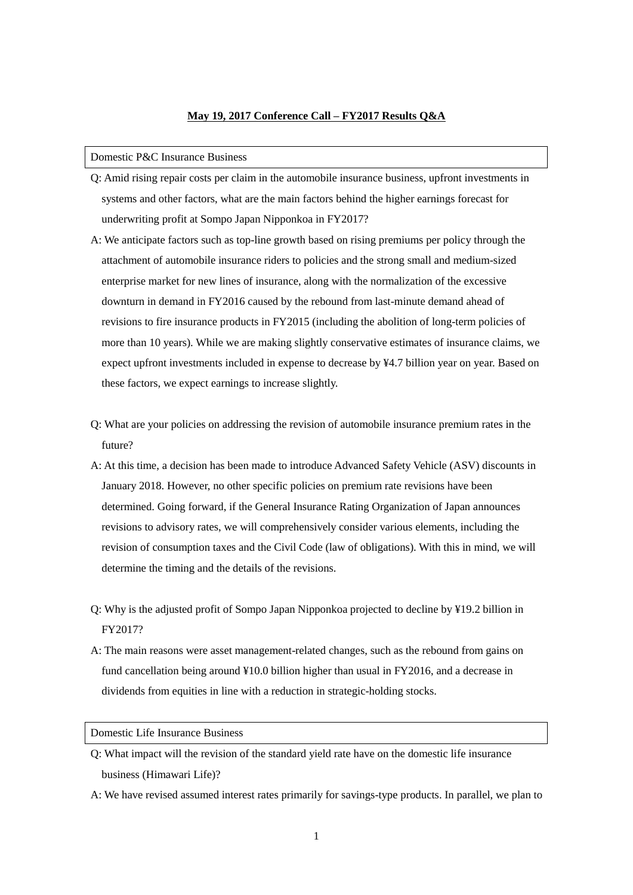# May 19, 2017 Conference Call – FY2017 Results Q&A

## Domestic P&C Insurance Business

Q: Amid rising repair costs per claim in the automobile insurance business, upfront investments in systems and other factors, what are the main factors behind the higher earnings forecast for underwriting profit at Sompo Japan Nipponkoa in FY2017?

A: We anticipate factors such as top-line growth based on rising premiums per policy through the attachment of automobile insurance riders to policies and the strong small and medium-sized enterprise market for new lines of insurance, along with the normalization of the excessive downturn in demand in FY2016 caused by the rebound from last-minute demand ahead of revisions to fire insurance products in FY2015 (including the abolition of long-term policies of more than 10 years). While we are making slightly conservative estimates of insurance claims, we expect upfront investments included in expense to decrease by ¥4.7 billion year on year. Based on these factors, we expect earnings to increase slightly.

Q: What are your policies on addressing the revision of automobile insurance premium rates in the future?

A: At this time, a decision has been made to introduce Advanced Safety Vehicle (ASV) discounts in January 2018. However, no other specific policies on premium rate revisions have been determined. Going forward, if the General Insurance Rating Organization of Japan announces revisions to advisory rates, we will comprehensively consider various elements, including the revision of consumption taxes and the Civil Code (law of obligations). With this in mind, we will determine the timing and the details of the revisions.

Q: Why is the adjusted profit of Sompo Japan Nipponkoa projected to decline by ¥19.2 billion in FY2017?

A: The main reasons were asset management-related changes, such as the rebound from gains on fund cancellation being around ¥10.0 billion higher than usual in FY2016, and a decrease in dividends from equities in line with a reduction in strategic-holding stocks.

## Domestic Life Insurance Business

Q: What impact will the revision of the standard yield rate have on the domestic life insurance business (Himawari Life)?

A: We have revised assumed interest rates primarily for savings-type products. In parallel, we plan to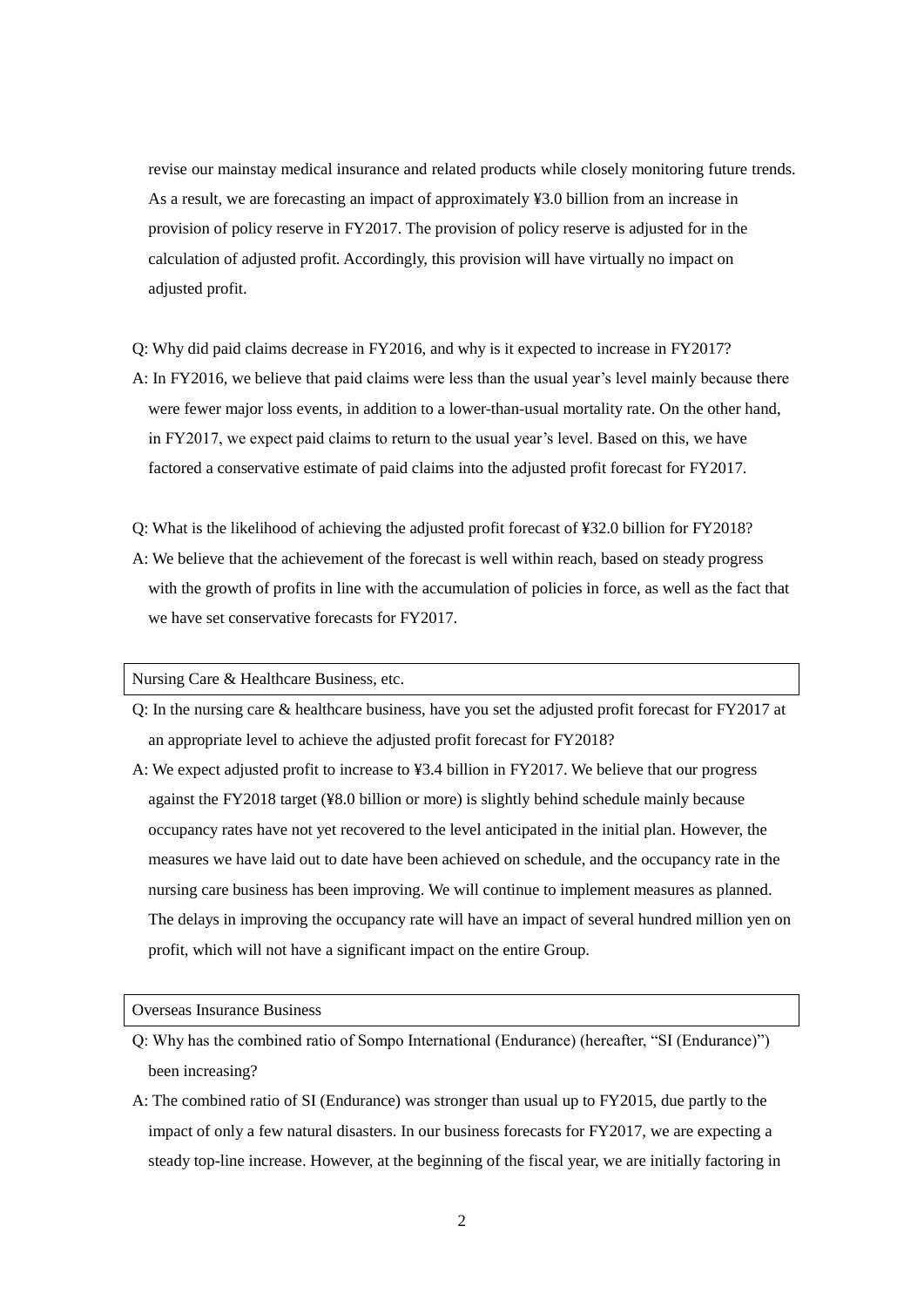revise our mainstay medical insurance and related products while closely monitoring future trends. As a result, we are forecasting an impact of approximately ¥3.0 billion from an increase in provision of policy reserve in FY2017. The provision of policy reserve is adjusted for in the calculation of adjusted profit. Accordingly, this provision will have virtually no impact on adjusted profit.

Q: Why did paid claims decrease in FY2016, and why is it expected to increase in FY2017?

A: In FY2016, we believe that paid claims were less than the usual year's level mainly because there were fewer major loss events, in addition to a lower-than-usual mortality rate. On the other hand, in FY2017, we expect paid claims to return to the usual year's level. Based on this, we have factored a conservative estimate of paid claims into the adjusted profit forecast for FY2017.

Q: What is the likelihood of achieving the adjusted profit forecast of ¥32.0 billion for FY2018?

A: We believe that the achievement of the forecast is well within reach, based on steady progress with the growth of profits in line with the accumulation of policies in force, as well as the fact that we have set conservative forecasts for FY2017.

### Nursing Care & Healthcare Business, etc.

Q: In the nursing care & healthcare business, have you set the adjusted profit forecast for FY2017 at an appropriate level to achieve the adjusted profit forecast for FY2018?

A: We expect adjusted profit to increase to ¥3.4 billion in FY2017. We believe that our progress against the FY2018 target (¥8.0 billion or more) is slightly behind schedule mainly because occupancy rates have not yet recovered to the level anticipated in the initial plan. However, the measures we have laid out to date have been achieved on schedule, and the occupancy rate in the nursing care business has been improving. We will continue to implement measures as planned. The delays in improving the occupancy rate will have an impact of several hundred million yen on profit, which will not have a significant impact on the entire Group.

### Overseas Insurance Business

Q: Why has the combined ratio of Sompo International (Endurance) (hereafter, "SI (Endurance)") been increasing?

A: The combined ratio of SI (Endurance) was stronger than usual up to FY2015, due partly to the impact of only a few natural disasters. In our business forecasts for FY2017, we are expecting a steady top-line increase. However, at the beginning of the fiscal year, we are initially factoring in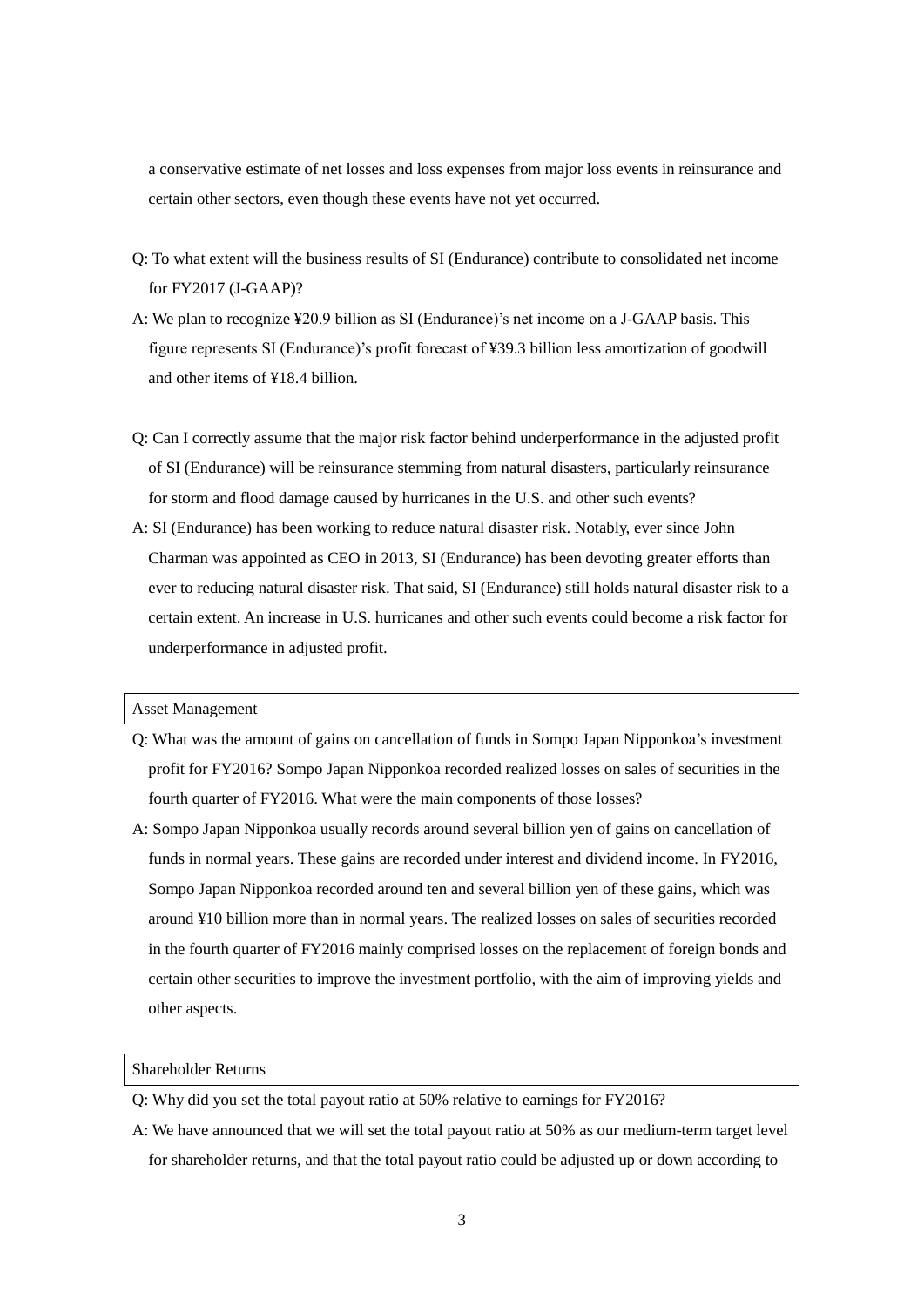a conservative estimate of net losses and loss expenses from major loss events in reinsurance and certain other sectors, even though these events have not yet occurred.

Q: To what extent will the business results of SI (Endurance) contribute to consolidated net income for FY2017 (J-GAAP)?

A: We plan to recognize ¥20.9 billion as SI (Endurance)'s net income on a J-GAAP basis. This figure represents SI (Endurance)'s profit forecast of ¥39.3 billion less amortization of goodwill and other items of ¥18.4 billion.

Q: Can I correctly assume that the major risk factor behind underperformance in the adjusted profit of SI (Endurance) will be reinsurance stemming from natural disasters, particularly reinsurance for storm and flood damage caused by hurricanes in the U.S. and other such events?

A: SI (Endurance) has been working to reduce natural disaster risk. Notably, ever since John Charman was appointed as CEO in 2013, SI (Endurance) has been devoting greater efforts than ever to reducing natural disaster risk. That said, SI (Endurance) still holds natural disaster risk to a certain extent. An increase in U.S. hurricanes and other such events could become a risk factor for underperformance in adjusted profit.

## Asset Management

Q: What was the amount of gains on cancellation of funds in Sompo Japan Nipponkoa's investment profit for FY2016? Sompo Japan Nipponkoa recorded realized losses on sales of securities in the fourth quarter of FY2016. What were the main components of those losses?

A: Sompo Japan Nipponkoa usually records around several billion yen of gains on cancellation of funds in normal years. These gains are recorded under interest and dividend income. In FY2016, Sompo Japan Nipponkoa recorded around ten and several billion yen of these gains, which was around ¥10 billion more than in normal years. The realized losses on sales of securities recorded in the fourth quarter of FY2016 mainly comprised losses on the replacement of foreign bonds and certain other securities to improve the investment portfolio, with the aim of improving yields and other aspects.

## Shareholder Returns

Q: Why did you set the total payout ratio at 50% relative to earnings for FY2016?

A: We have announced that we will set the total payout ratio at 50% as our medium-term target level for shareholder returns, and that the total payout ratio could be adjusted up or down according to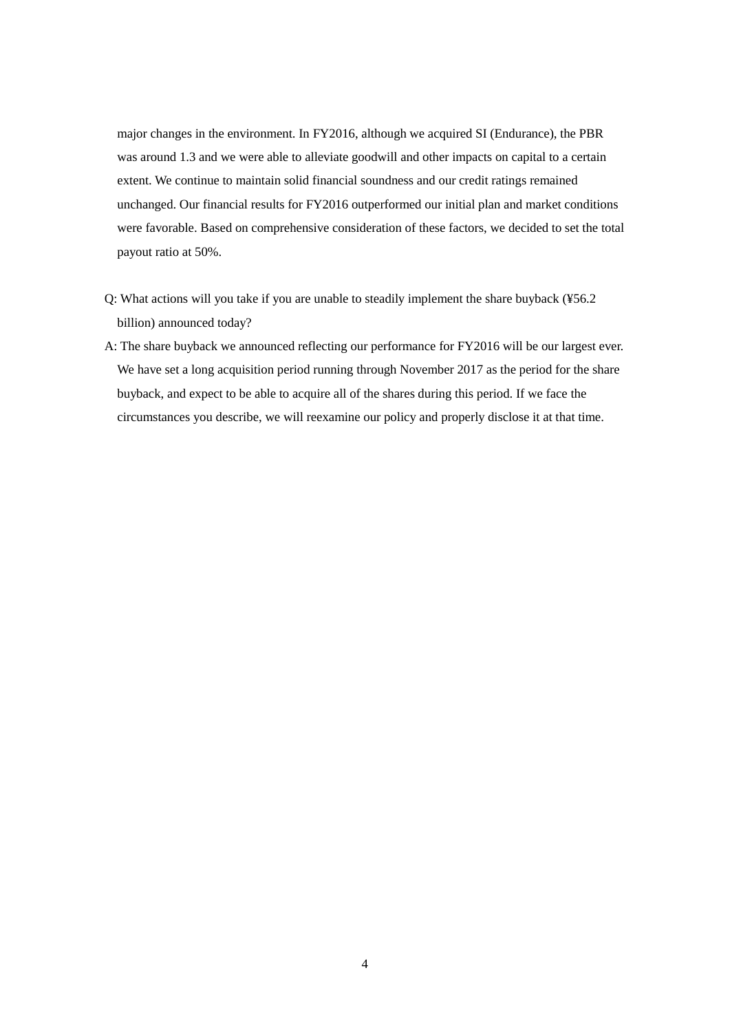major changes in the environment. In FY2016, although we acquired SI (Endurance), the PBR was around 1.3 and we were able to alleviate goodwill and other impacts on capital to a certain extent. We continue to maintain solid financial soundness and our credit ratings remained unchanged. Our financial results for FY2016 outperformed our initial plan and market conditions were favorable. Based on comprehensive consideration of these factors, we decided to set the total payout ratio at 50%.

Q: What actions will you take if you are unable to steadily implement the share buyback (¥56.2 billion) announced today?

A: The share buyback we announced reflecting our performance for FY2016 will be our largest ever. We have set a long acquisition period running through November 2017 as the period for the share buyback, and expect to be able to acquire all of the shares during this period. If we face the circumstances you describe, we will reexamine our policy and properly disclose it at that time.